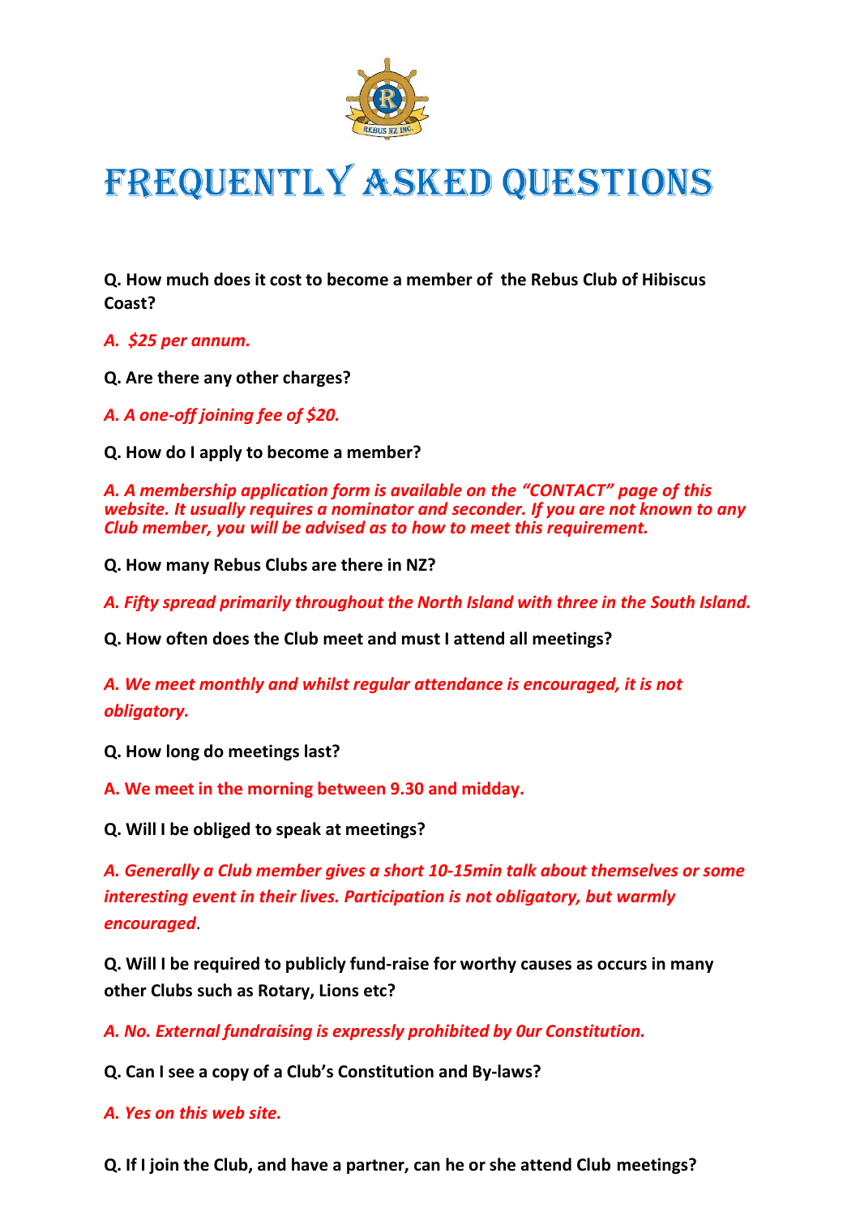# FREQUENTLY ASKED QUESTIONS

**Q. How much does it cost to become a member of the Rebus Club of Hibiscus Coast?**

*A. $25 per annum.*

**Q. Are there any other charges?**

*A. A one-off joining fee of $20.*

**Q. How do I apply to become a member?**

*A. A membership application form is available on the "CONTACT" page of this website. It usually requires a nominator and seconder. If you are not known to any Club member, you will be advised as to how to meet this requirement.*

**Q. How many Rebus Clubs are there in NZ?**

*A. Fifty spread primarily throughout the North Island with three in the South Island.*

**Q. How often does the Club meet and must I attend all meetings?**

*A. We meet monthly and whilst regular attendance is encouraged, it is not obligatory.*

**Q. How long do meetings last?**

**A. We meet in the morning between 9.30 and midday.**

**Q. Will I be obliged to speak at meetings?**

*A. Generally a Club member gives a short 10-15min talk about themselves or some interesting event in their lives. Participation is not obligatory, but warmly encouraged.*

**Q. Will I be required to publicly fund-raise for worthy causes as occurs in many other Clubs such as Rotary, Lions etc?**

*A. No. External fundraising is expressly prohibited by 0ur Constitution.*

**Q. Can I see a copy of a Club's Constitution and By-laws?**

*A. Yes on this web site.*

**Q. If I join the Club, and have a partner, can he or she attend Club meetings?**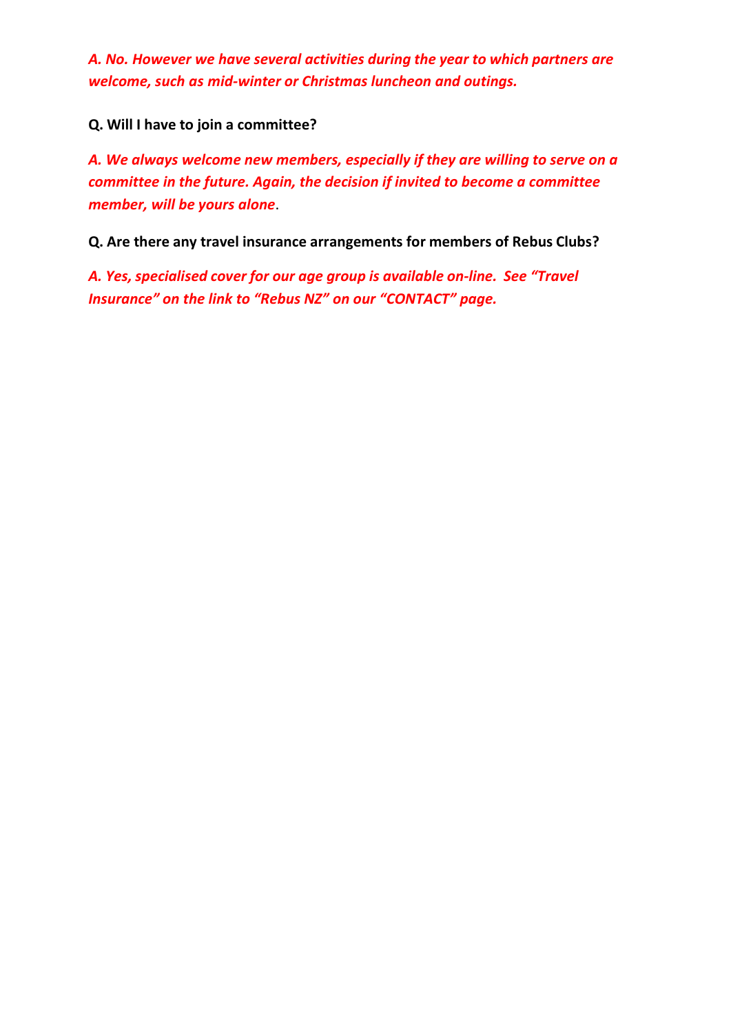***A. No. However we have several activities during the year to which partners are welcome, such as mid-winter or Christmas luncheon and outings.***

**Q. Will I have to join a committee?**

***A. We always welcome new members, especially if they are willing to serve on a committee in the future. Again, the decision if invited to become a committee member, will be yours alone*.**

**Q. Are there any travel insurance arrangements for members of Rebus Clubs?**

***A. Yes, specialised cover for our age group is available on-line. See "Travel Insurance" on the link to "Rebus NZ" on our "CONTACT" page.***